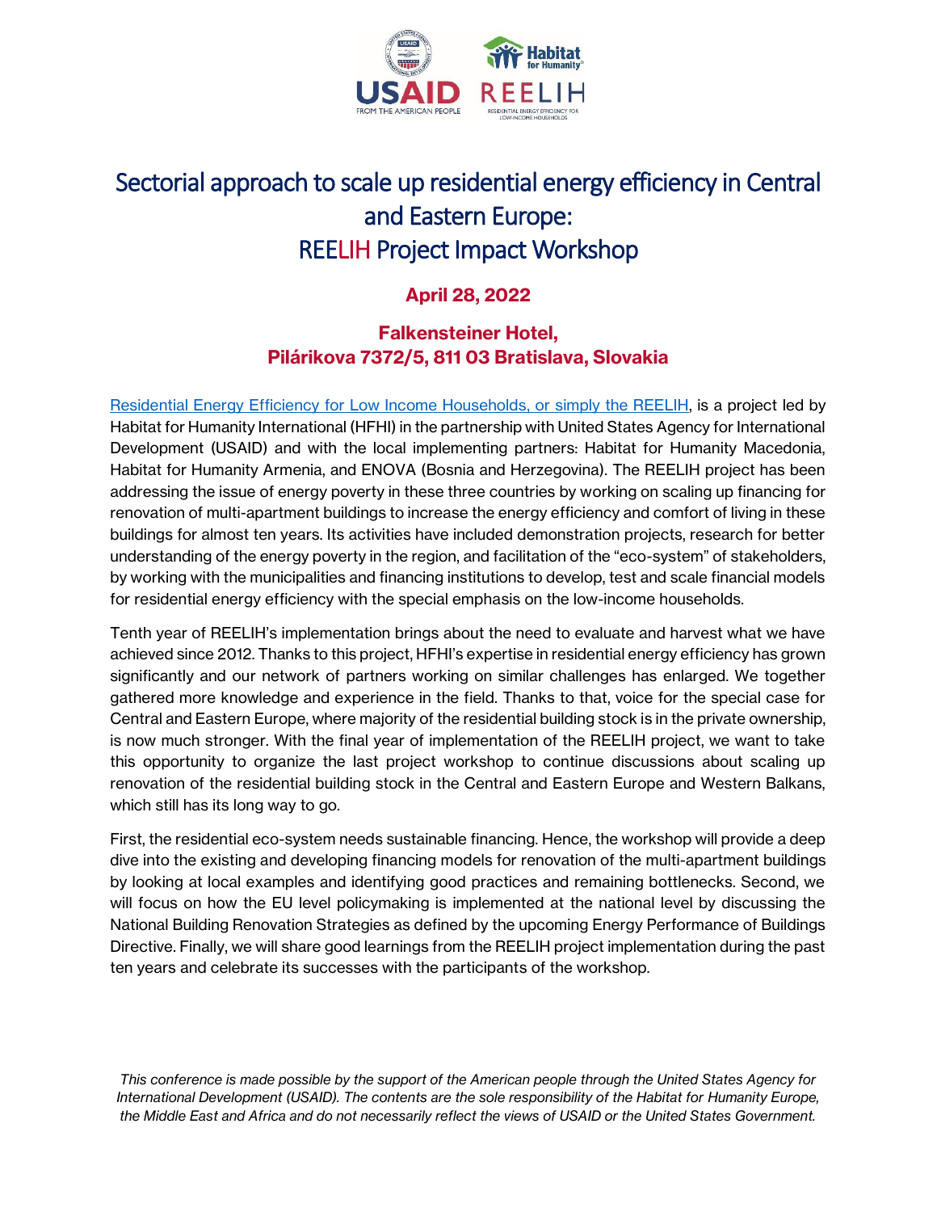# Sectorial approach to scale up residential energy efficiency in Central and Eastern Europe: REELIH Project Impact Workshop

## April 28, 2022

## Falkensteiner Hotel, Pilárikova 7372/5, 811 03 Bratislava, Slovakia

Residential Energy Efficiency for Low Income Households, or simply the REELIH, is a project led by Habitat for Humanity International (HFHI) in the partnership with United States Agency for International Development (USAID) and with the local implementing partners: Habitat for Humanity Macedonia, Habitat for Humanity Armenia, and ENOVA (Bosnia and Herzegovina). The REELIH project has been addressing the issue of energy poverty in these three countries by working on scaling up financing for renovation of multi-apartment buildings to increase the energy efficiency and comfort of living in these buildings for almost ten years. Its activities have included demonstration projects, research for better understanding of the energy poverty in the region, and facilitation of the "eco-system" of stakeholders, by working with the municipalities and financing institutions to develop, test and scale financial models for residential energy efficiency with the special emphasis on the low-income households.

Tenth year of REELIH's implementation brings about the need to evaluate and harvest what we have achieved since 2012. Thanks to this project, HFHI's expertise in residential energy efficiency has grown significantly and our network of partners working on similar challenges has enlarged. We together gathered more knowledge and experience in the field. Thanks to that, voice for the special case for Central and Eastern Europe, where majority of the residential building stock is in the private ownership, is now much stronger. With the final year of implementation of the REELIH project, we want to take this opportunity to organize the last project workshop to continue discussions about scaling up renovation of the residential building stock in the Central and Eastern Europe and Western Balkans, which still has its long way to go.

First, the residential eco-system needs sustainable financing. Hence, the workshop will provide a deep dive into the existing and developing financing models for renovation of the multi-apartment buildings by looking at local examples and identifying good practices and remaining bottlenecks. Second, we will focus on how the EU level policymaking is implemented at the national level by discussing the National Building Renovation Strategies as defined by the upcoming Energy Performance of Buildings Directive. Finally, we will share good learnings from the REELIH project implementation during the past ten years and celebrate its successes with the participants of the workshop.

*This conference is made possible by the support of the American people through the United States Agency for International Development (USAID). The contents are the sole responsibility of the Habitat for Humanity Europe, the Middle East and Africa and do not necessarily reflect the views of USAID or the United States Government.*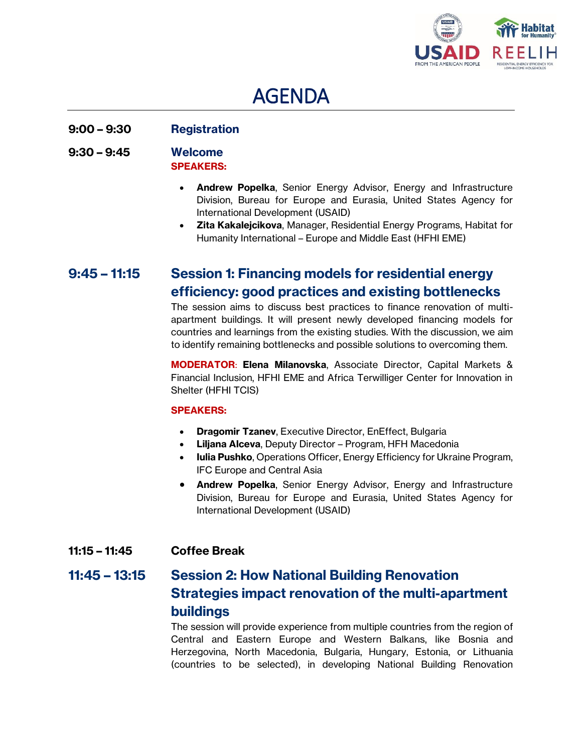# AGENDA

**9:00 – 9:30** **Registration**

**9:30 – 9:45** **Welcome**

**SPEAKERS:**

- **Andrew Popelka**, Senior Energy Advisor, Energy and Infrastructure Division, Bureau for Europe and Eurasia, United States Agency for International Development (USAID)
- **Zita Kakalejcikova**, Manager, Residential Energy Programs, Habitat for Humanity International – Europe and Middle East (HFHI EME)

## 9:45 – 11:15 Session 1: Financing models for residential energy efficiency: good practices and existing bottlenecks

The session aims to discuss best practices to finance renovation of multi-apartment buildings. It will present newly developed financing models for countries and learnings from the existing studies. With the discussion, we aim to identify remaining bottlenecks and possible solutions to overcoming them.

**MODERATOR**: **Elena Milanovska**, Associate Director, Capital Markets & Financial Inclusion, HFHI EME and Africa Terwilliger Center for Innovation in Shelter (HFHI TCIS)

**SPEAKERS:**

- **Dragomir Tzanev**, Executive Director, EnEffect, Bulgaria
- **Liljana Alceva**, Deputy Director – Program, HFH Macedonia
- **Iulia Pushko**, Operations Officer, Energy Efficiency for Ukraine Program, IFC Europe and Central Asia
- **Andrew Popelka**, Senior Energy Advisor, Energy and Infrastructure Division, Bureau for Europe and Eurasia, United States Agency for International Development (USAID)

**11:15 – 11:45** **Coffee Break**

## 11:45 – 13:15 Session 2: How National Building Renovation Strategies impact renovation of the multi-apartment buildings

The session will provide experience from multiple countries from the region of Central and Eastern Europe and Western Balkans, like Bosnia and Herzegovina, North Macedonia, Bulgaria, Hungary, Estonia, or Lithuania (countries to be selected), in developing National Building Renovation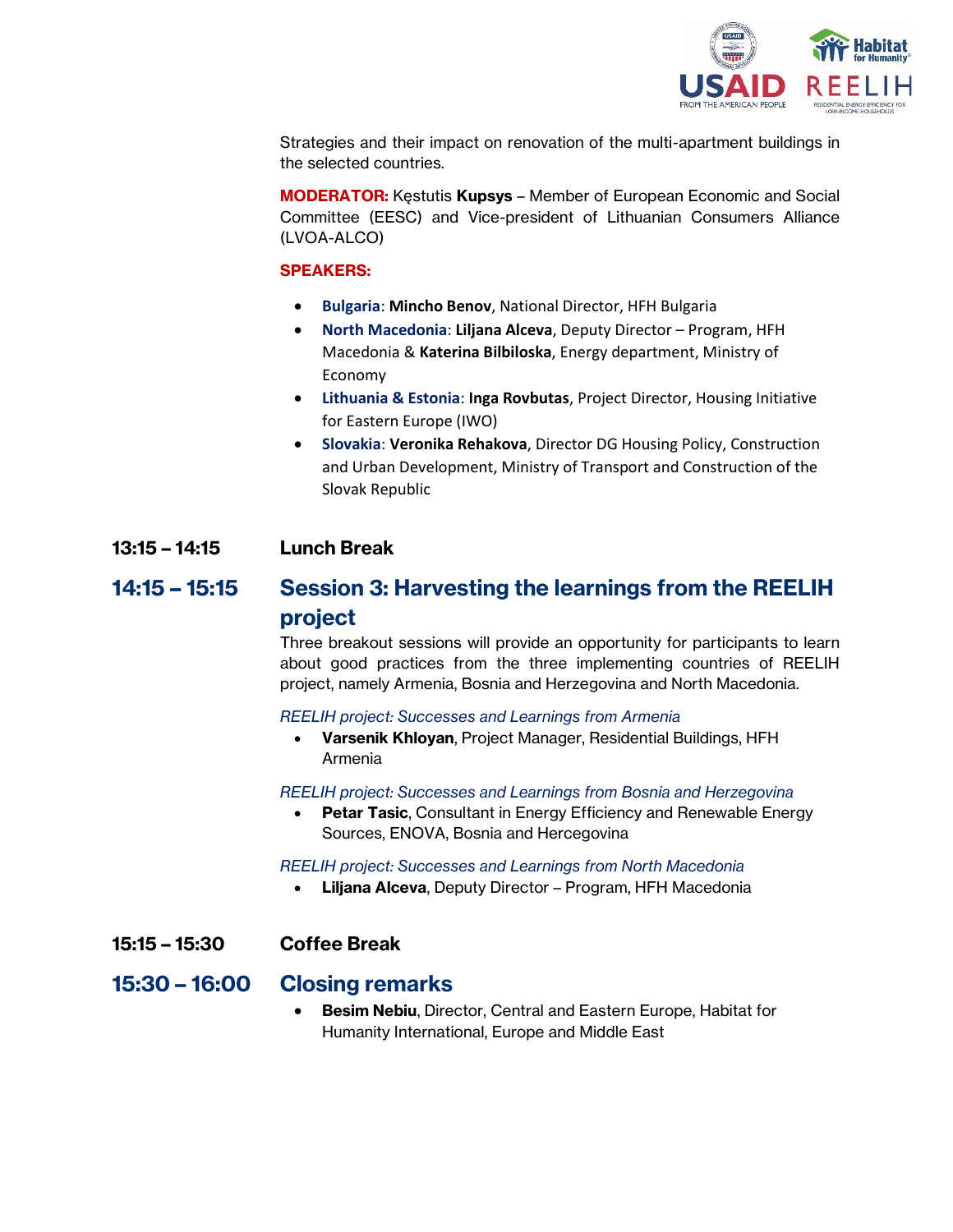Strategies and their impact on renovation of the multi-apartment buildings in the selected countries.

**MODERATOR:** Kęstutis **Kupsys** – Member of European Economic and Social Committee (EESC) and Vice-president of Lithuanian Consumers Alliance (LVOA-ALCO)

**SPEAKERS:**

- **Bulgaria**: **Mincho Benov**, National Director, HFH Bulgaria
- **North Macedonia**: **Liljana Alceva**, Deputy Director – Program, HFH Macedonia & **Katerina Bilbiloska**, Energy department, Ministry of Economy
- **Lithuania & Estonia**: **Inga Rovbutas**, Project Director, Housing Initiative for Eastern Europe (IWO)
- **Slovakia**: **Veronika Rehakova**, Director DG Housing Policy, Construction and Urban Development, Ministry of Transport and Construction of the Slovak Republic

**13:15 – 14:15** **Lunch Break**

## 14:15 – 15:15 Session 3: Harvesting the learnings from the REELIH project

Three breakout sessions will provide an opportunity for participants to learn about good practices from the three implementing countries of REELIH project, namely Armenia, Bosnia and Herzegovina and North Macedonia.

*REELIH project: Successes and Learnings from Armenia*

- **Varsenik Khloyan**, Project Manager, Residential Buildings, HFH Armenia

*REELIH project: Successes and Learnings from Bosnia and Herzegovina*

- **Petar Tasic**, Consultant in Energy Efficiency and Renewable Energy Sources, ENOVA, Bosnia and Hercegovina

*REELIH project: Successes and Learnings from North Macedonia*

- **Liljana Alceva**, Deputy Director – Program, HFH Macedonia

**15:15 – 15:30** **Coffee Break**

## 15:30 – 16:00 Closing remarks

- **Besim Nebiu**, Director, Central and Eastern Europe, Habitat for Humanity International, Europe and Middle East